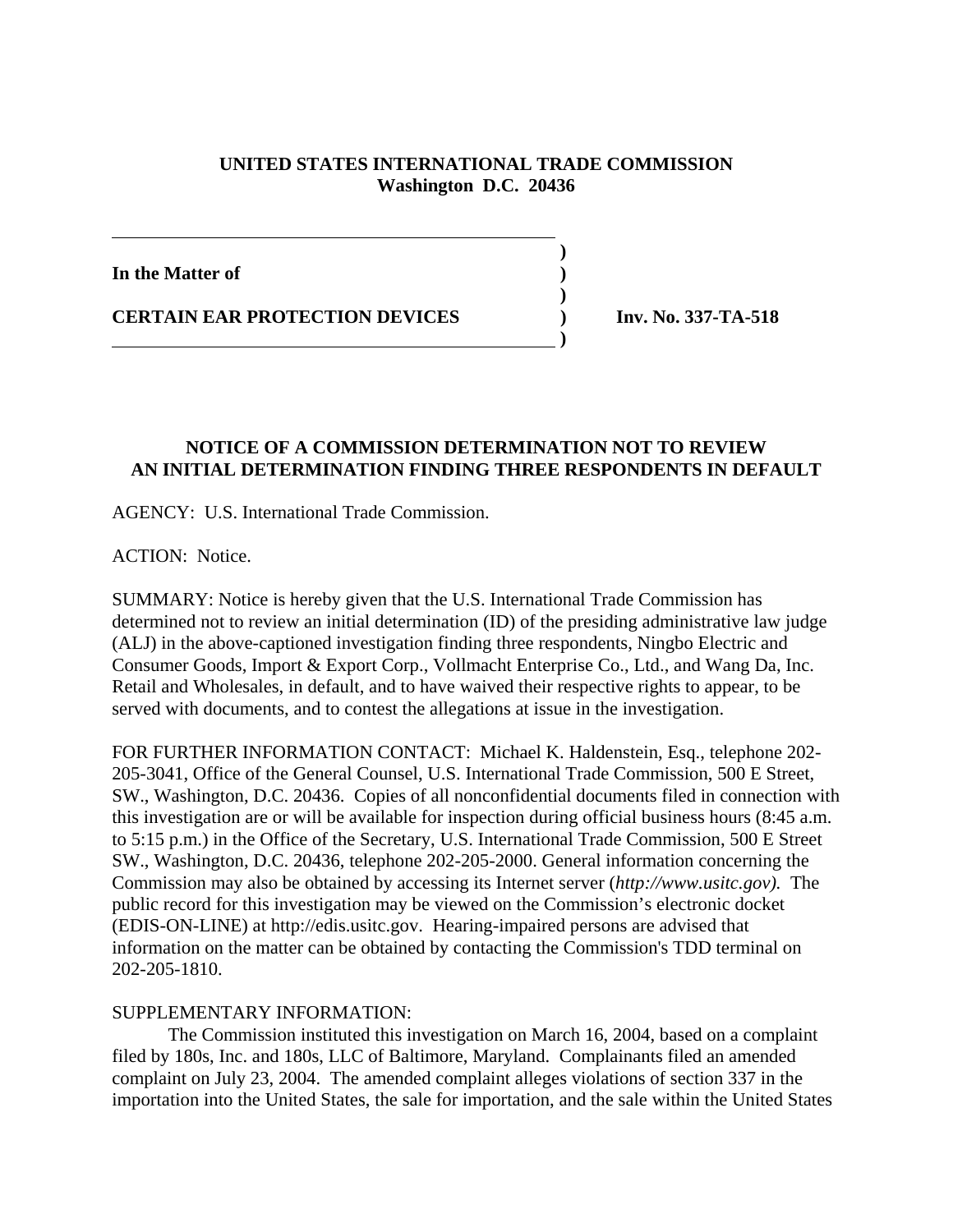**UNITED STATES INTERNATIONAL TRADE COMMISSION**
**Washington D.C. 20436**

| | | |
|---|---|---|
| **In the Matter of** | ) | |
| | ) | |
| **CERTAIN EAR PROTECTION DEVICES** | ) | **Inv. No. 337-TA-518** |

## NOTICE OF A COMMISSION DETERMINATION NOT TO REVIEW AN INITIAL DETERMINATION FINDING THREE RESPONDENTS IN DEFAULT

AGENCY: U.S. International Trade Commission.

ACTION: Notice.

SUMMARY: Notice is hereby given that the U.S. International Trade Commission has determined not to review an initial determination (ID) of the presiding administrative law judge (ALJ) in the above-captioned investigation finding three respondents, Ningbo Electric and Consumer Goods, Import & Export Corp., Vollmacht Enterprise Co., Ltd., and Wang Da, Inc. Retail and Wholesales, in default, and to have waived their respective rights to appear, to be served with documents, and to contest the allegations at issue in the investigation.

FOR FURTHER INFORMATION CONTACT: Michael K. Haldenstein, Esq., telephone 202-205-3041, Office of the General Counsel, U.S. International Trade Commission, 500 E Street, SW., Washington, D.C. 20436. Copies of all nonconfidential documents filed in connection with this investigation are or will be available for inspection during official business hours (8:45 a.m. to 5:15 p.m.) in the Office of the Secretary, U.S. International Trade Commission, 500 E Street SW., Washington, D.C. 20436, telephone 202-205-2000. General information concerning the Commission may also be obtained by accessing its Internet server (*http://www.usitc.gov).* The public record for this investigation may be viewed on the Commission's electronic docket (EDIS-ON-LINE) at http://edis.usitc.gov. Hearing-impaired persons are advised that information on the matter can be obtained by contacting the Commission's TDD terminal on 202-205-1810.

SUPPLEMENTARY INFORMATION:

The Commission instituted this investigation on March 16, 2004, based on a complaint filed by 180s, Inc. and 180s, LLC of Baltimore, Maryland. Complainants filed an amended complaint on July 23, 2004. The amended complaint alleges violations of section 337 in the importation into the United States, the sale for importation, and the sale within the United States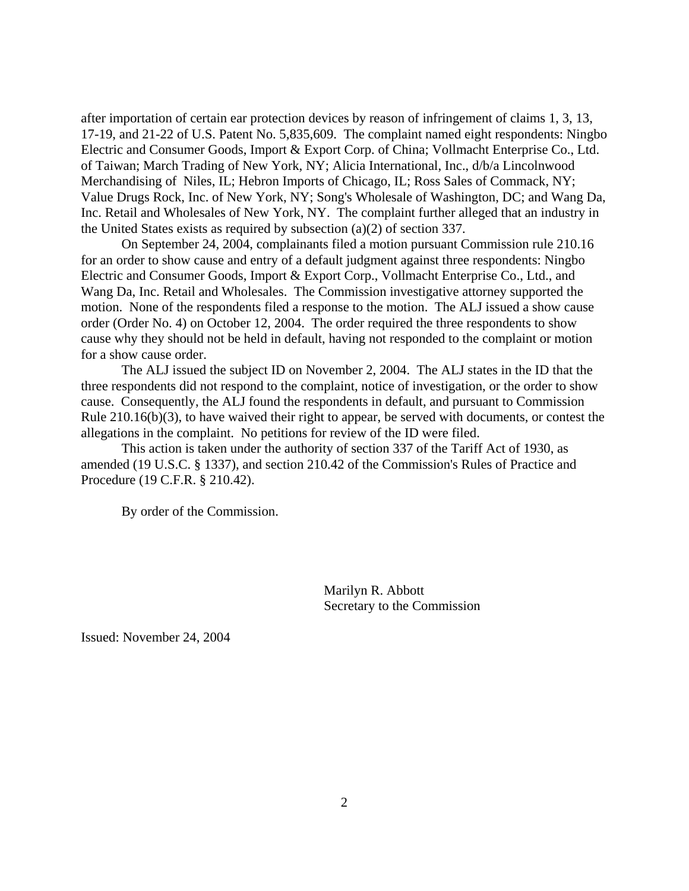after importation of certain ear protection devices by reason of infringement of claims 1, 3, 13, 17-19, and 21-22 of U.S. Patent No. 5,835,609. The complaint named eight respondents: Ningbo Electric and Consumer Goods, Import & Export Corp. of China; Vollmacht Enterprise Co., Ltd. of Taiwan; March Trading of New York, NY; Alicia International, Inc., d/b/a Lincolnwood Merchandising of Niles, IL; Hebron Imports of Chicago, IL; Ross Sales of Commack, NY; Value Drugs Rock, Inc. of New York, NY; Song's Wholesale of Washington, DC; and Wang Da, Inc. Retail and Wholesales of New York, NY. The complaint further alleged that an industry in the United States exists as required by subsection (a)(2) of section 337.

On September 24, 2004, complainants filed a motion pursuant Commission rule 210.16 for an order to show cause and entry of a default judgment against three respondents: Ningbo Electric and Consumer Goods, Import & Export Corp., Vollmacht Enterprise Co., Ltd., and Wang Da, Inc. Retail and Wholesales. The Commission investigative attorney supported the motion. None of the respondents filed a response to the motion. The ALJ issued a show cause order (Order No. 4) on October 12, 2004. The order required the three respondents to show cause why they should not be held in default, having not responded to the complaint or motion for a show cause order.

The ALJ issued the subject ID on November 2, 2004. The ALJ states in the ID that the three respondents did not respond to the complaint, notice of investigation, or the order to show cause. Consequently, the ALJ found the respondents in default, and pursuant to Commission Rule 210.16(b)(3), to have waived their right to appear, be served with documents, or contest the allegations in the complaint. No petitions for review of the ID were filed.

This action is taken under the authority of section 337 of the Tariff Act of 1930, as amended (19 U.S.C. § 1337), and section 210.42 of the Commission's Rules of Practice and Procedure (19 C.F.R. § 210.42).

By order of the Commission.

Marilyn R. Abbott
Secretary to the Commission

Issued: November 24, 2004